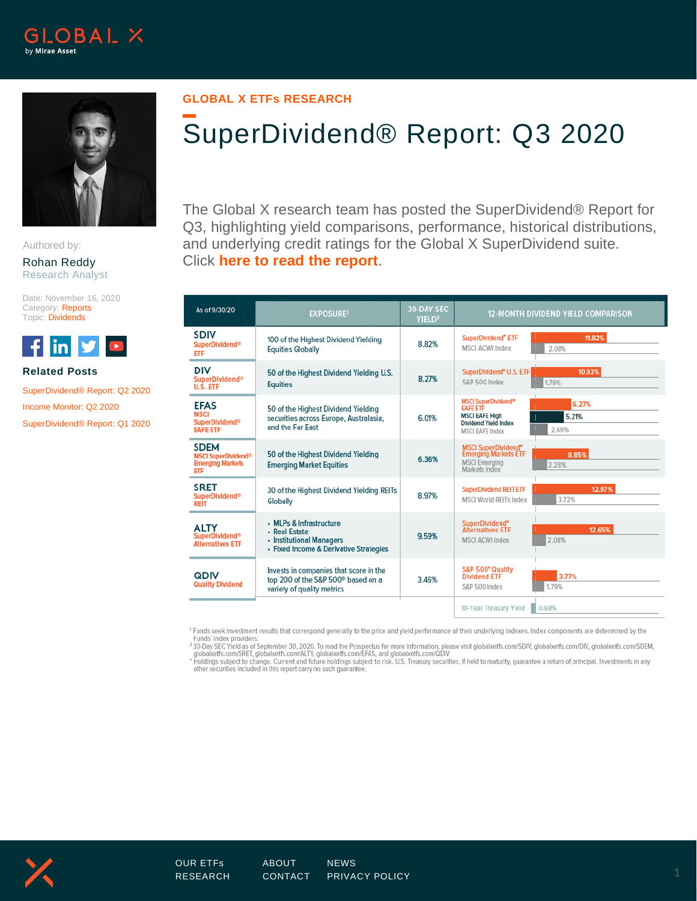GLOBAL X ETFs RESEARCH

# SuperDividend® Report: Q3 2020

Authored by:

Rohan Reddy
Research Analyst

Date: November 16, 2020
Category: Reports
Topic: Dividends

The Global X research team has posted the SuperDividend® Report for Q3, highlighting yield comparisons, performance, historical distributions, and underlying credit ratings for the Global X SuperDividend suite. Click **here to read the report**.

| As of 9/30/20 | EXPOSURE[1] | 30-DAY SEC YIELD[2] | 12-MONTH DIVIDEND YIELD COMPARISON |
|---|---|---|---|
| **SDIV** SuperDividend® ETF | 100 of the Highest Dividend Yielding Equities Globally | 8.82% | SuperDividend® ETF: 11.82%; MSCI ACWI Index: 2.08% |
| **DIV** SuperDividend® U.S. ETF | 50 of the Highest Dividend Yielding U.S. Equities | 8.27% | SuperDividend® U.S. ETF: 10.93%; S&P 500 Index: 1.79% |
| **EFAS** MSCI SuperDividend® EAFE ETF | 50 of the Highest Dividend Yielding securities across Europe, Australasia, and the Far East | 6.01% | MSCI SuperDividend® EAFE ETF: 6.27%; MSCI EAFE High Dividend Yield Index: 5.21%; MSCI EAFE Index: 2.69% |
| **SDEM** MSCI SuperDividend® Emerging Markets ETF | 50 of the Highest Dividend Yielding Emerging Market Equities | 6.36% | MSCI SuperDividend® Emerging Markets ETF: 8.85%; MSCI Emerging Markets Index: 2.28% |
| **SRET** SuperDividend® REIT | 30 of the Highest Dividend Yielding REITs Globally | 8.97% | SuperDividend REIT ETF: 12.97%; MSCI World REITs Index: 3.72% |
| **ALTY** SuperDividend® Alternatives ETF | • MLPs & Infrastructure • Real Estate • Institutional Managers • Fixed Income & Derivative Strategies | 9.59% | SuperDividend® Alternatives ETF: 12.65%; MSCI ACWI Index: 2.08% |
| **QDIV** Quality Dividend | Invests in companies that score in the top 200 of the S&P 500® based on a variety of quality metrics | 3.46% | S&P 500® Quality Dividend ETF: 3.77%; S&P 500 Index: 1.79% |
| | | | 10-Year Treasury Yield: 0.69% |

[1] Funds seek investment results that correspond generally to the price and yield performance of their underlying indexes. Index components are determined by the Funds' index providers.
[2] 30-Day SEC Yield as of September 30, 2020. To read the Prospectus for more information, please visit globalxetfs.com/SDIV, globalxetfs.com/DIV, globalxetfs.com/SDEM, globalxetfs.com/SRET, globalxetfs.com/ALTY, globalxetfs.com/EFAS, and globalxetfs.com/QDIV
* Holdings subject to change. Current and future holdings subject to risk. U.S. Treasury securities, if held to maturity, guarantee a return of principal. Investments in any other securities included in this report carry no such guarantee.

## Related Posts

- SuperDividend® Report: Q2 2020
- Income Monitor: Q2 2020
- SuperDividend® Report: Q1 2020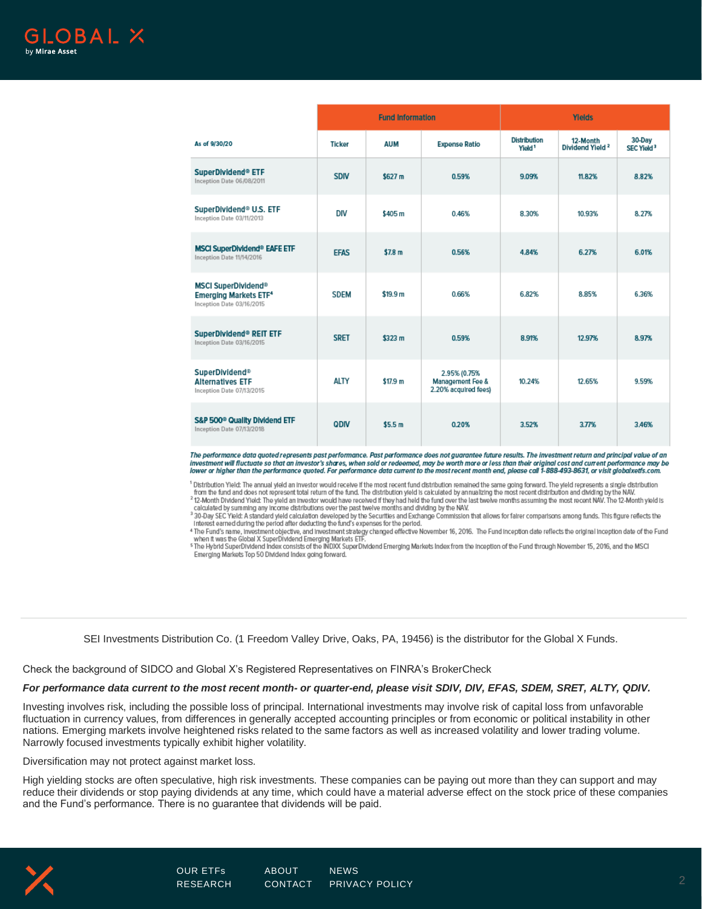| As of 9/30/20 | Fund Information | | | Yields | | |
|---|---|---|---|---|---|---|
| | Ticker | AUM | Expense Ratio | Distribution Yield [1] | 12-Month Dividend Yield [2] | 30-Day SEC Yield [3] |
| **SuperDividend® ETF** Inception Date 06/08/2011 | SDIV | $627 m | 0.59% | 9.09% | 11.82% | 8.82% |
| **SuperDividend® U.S. ETF** Inception Date 03/11/2013 | DIV | $405 m | 0.46% | 8.30% | 10.93% | 8.27% |
| **MSCI SuperDividend® EAFE ETF** Inception Date 11/14/2016 | EFAS | $7.8 m | 0.56% | 4.84% | 6.27% | 6.01% |
| **MSCI SuperDividend® Emerging Markets ETF[4]** Inception Date 03/16/2015 | SDEM | $19.9 m | 0.66% | 6.82% | 8.85% | 6.36% |
| **SuperDividend® REIT ETF** Inception Date 03/16/2015 | SRET | $323 m | 0.59% | 8.91% | 12.97% | 8.97% |
| **SuperDividend® Alternatives ETF** Inception Date 07/13/2015 | ALTY | $17.9 m | 2.95% (0.75% Management Fee & 2.20% acquired fees) | 10.24% | 12.65% | 9.59% |
| **S&P 500® Quality Dividend ETF** Inception Date 07/13/2018 | QDIV | $5.5 m | 0.20% | 3.52% | 3.77% | 3.46% |

***The performance data quoted represents past performance. Past performance does not guarantee future results. The investment return and principal value of an investment will fluctuate so that an investor's shares, when sold or redeemed, may be worth more or less than their original cost and current performance may be lower or higher than the performance quoted. For performance data current to the most recent month end, please call 1-888-493-8631, or visit globalxetfs.com.***

[1] Distribution Yield: The annual yield an investor would receive if the most recent fund distribution remained the same going forward. The yield represents a single distribution from the fund and does not represent total return of the fund. The distribution yield is calculated by annualizing the most recent distribution and dividing by the NAV.

[2] 12-Month Dividend Yield: The yield an investor would have received if they had held the fund over the last twelve months assuming the most recent NAV. The 12-Month yield is calculated by summing any income distributions over the past twelve months and dividing by the NAV.

[3] 30-Day SEC Yield: A standard yield calculation developed by the Securities and Exchange Commission that allows for fairer comparisons among funds. This figure reflects the interest earned during the period after deducting the fund's expenses for the period.

[4] The Fund's name, investment objective, and investment strategy changed effective November 16, 2016. The Fund inception date reflects the original inception date of the Fund when it was the Global X SuperDividend Emerging Markets ETF.

[5] The Hybrid SuperDividend Index consists of the INDXX SuperDividend Emerging Markets Index from the inception of the Fund through November 15, 2016, and the MSCI Emerging Markets Top 50 Dividend Index going forward.

SEI Investments Distribution Co. (1 Freedom Valley Drive, Oaks, PA, 19456) is the distributor for the Global X Funds.

Check the background of SIDCO and Global X's Registered Representatives on FINRA's BrokerCheck

***For performance data current to the most recent month- or quarter-end, please visit SDIV, DIV, EFAS, SDEM, SRET, ALTY, QDIV.***

Investing involves risk, including the possible loss of principal. International investments may involve risk of capital loss from unfavorable fluctuation in currency values, from differences in generally accepted accounting principles or from economic or political instability in other nations. Emerging markets involve heightened risks related to the same factors as well as increased volatility and lower trading volume. Narrowly focused investments typically exhibit higher volatility.

Diversification may not protect against market loss.

High yielding stocks are often speculative, high risk investments. These companies can be paying out more than they can support and may reduce their dividends or stop paying dividends at any time, which could have a material adverse effect on the stock price of these companies and the Fund's performance. There is no guarantee that dividends will be paid.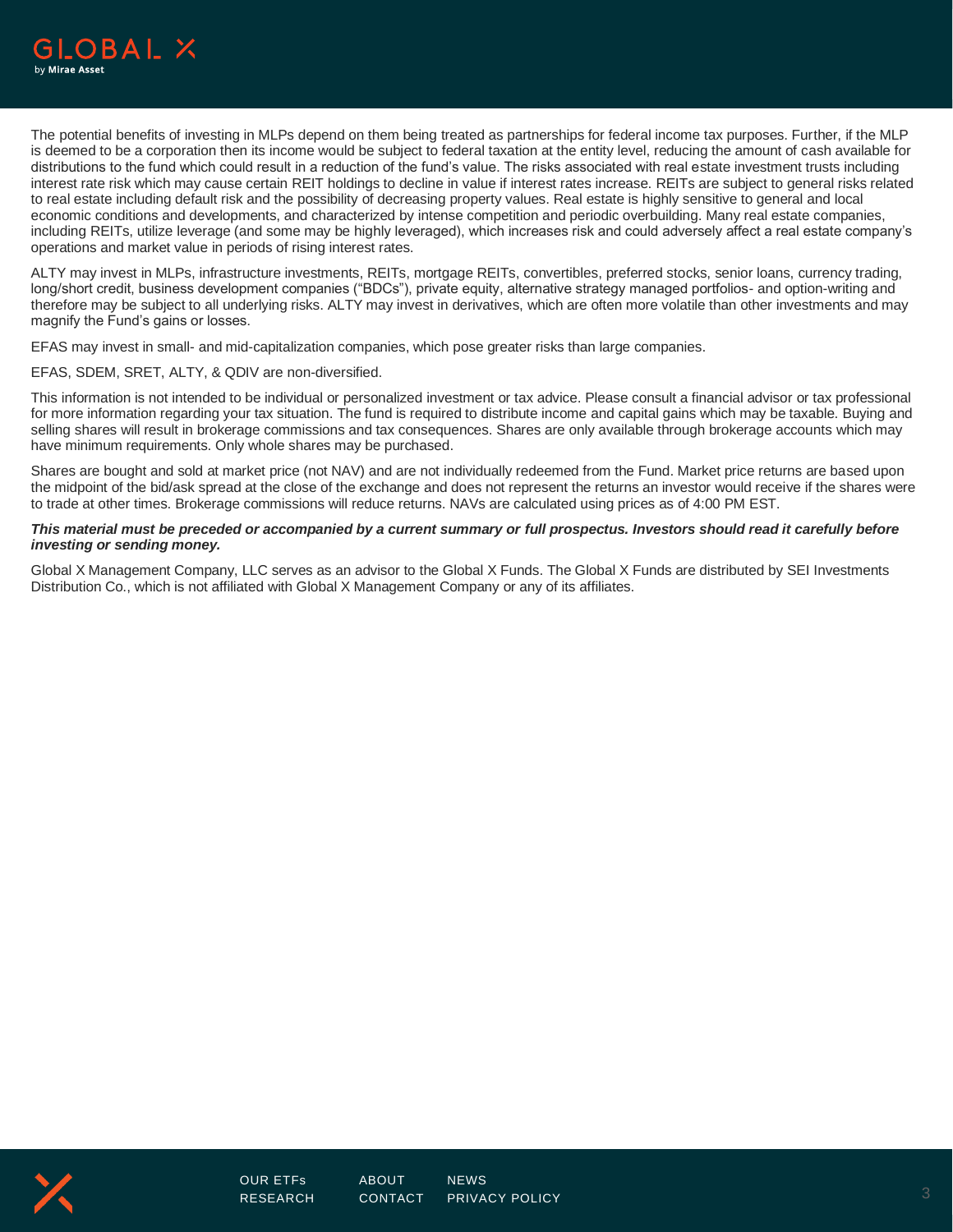The potential benefits of investing in MLPs depend on them being treated as partnerships for federal income tax purposes. Further, if the MLP is deemed to be a corporation then its income would be subject to federal taxation at the entity level, reducing the amount of cash available for distributions to the fund which could result in a reduction of the fund's value. The risks associated with real estate investment trusts including interest rate risk which may cause certain REIT holdings to decline in value if interest rates increase. REITs are subject to general risks related to real estate including default risk and the possibility of decreasing property values. Real estate is highly sensitive to general and local economic conditions and developments, and characterized by intense competition and periodic overbuilding. Many real estate companies, including REITs, utilize leverage (and some may be highly leveraged), which increases risk and could adversely affect a real estate company's operations and market value in periods of rising interest rates.

ALTY may invest in MLPs, infrastructure investments, REITs, mortgage REITs, convertibles, preferred stocks, senior loans, currency trading, long/short credit, business development companies ("BDCs"), private equity, alternative strategy managed portfolios- and option-writing and therefore may be subject to all underlying risks. ALTY may invest in derivatives, which are often more volatile than other investments and may magnify the Fund's gains or losses.

EFAS may invest in small- and mid-capitalization companies, which pose greater risks than large companies.

EFAS, SDEM, SRET, ALTY, & QDIV are non-diversified.

This information is not intended to be individual or personalized investment or tax advice. Please consult a financial advisor or tax professional for more information regarding your tax situation. The fund is required to distribute income and capital gains which may be taxable. Buying and selling shares will result in brokerage commissions and tax consequences. Shares are only available through brokerage accounts which may have minimum requirements. Only whole shares may be purchased.

Shares are bought and sold at market price (not NAV) and are not individually redeemed from the Fund. Market price returns are based upon the midpoint of the bid/ask spread at the close of the exchange and does not represent the returns an investor would receive if the shares were to trade at other times. Brokerage commissions will reduce returns. NAVs are calculated using prices as of 4:00 PM EST.

***This material must be preceded or accompanied by a current summary or full prospectus. Investors should read it carefully before investing or sending money.***

Global X Management Company, LLC serves as an advisor to the Global X Funds. The Global X Funds are distributed by SEI Investments Distribution Co., which is not affiliated with Global X Management Company or any of its affiliates.